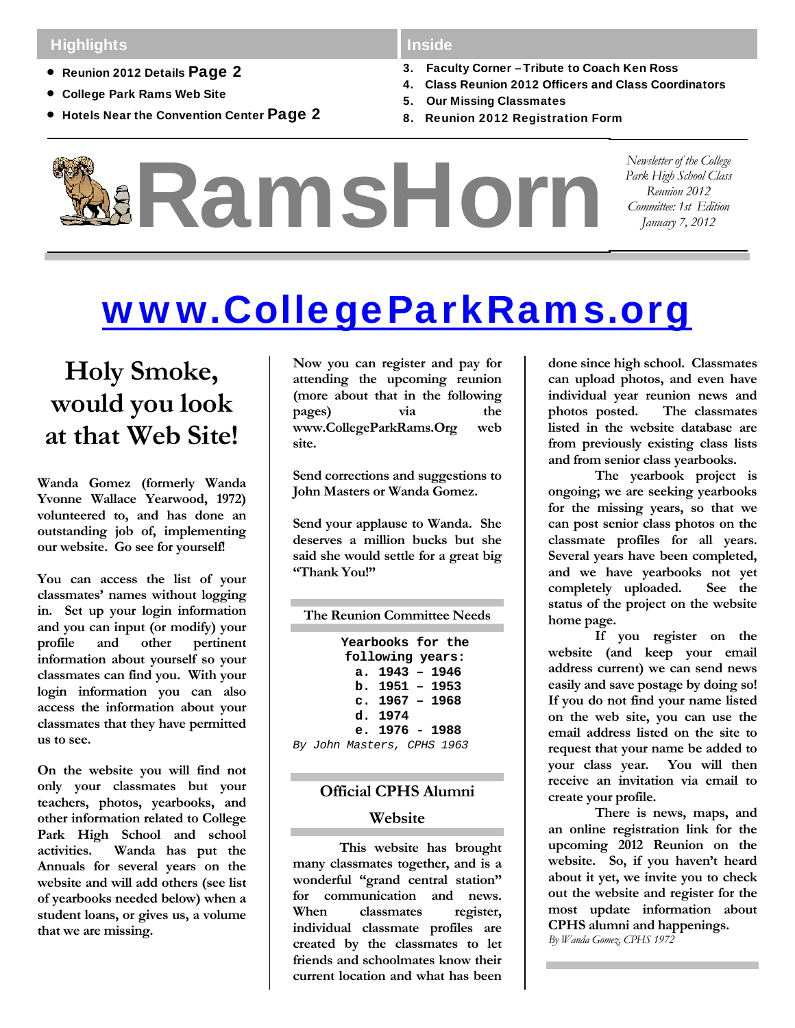**Highlights**

- Reunion 2012 Details **Page 2**
- College Park Rams Web Site
- Hotels Near the Convention Center **Page 2**

**Inside**

3. Faculty Corner – Tribute to Coach Ken Ross
4. Class Reunion 2012 Officers and Class Coordinators
5. Our Missing Classmates
8. Reunion 2012 Registration Form

# RamsHorn

*Newsletter of the College Park High School Class Reunion 2012 Committee: 1st Edition January 7, 2012*

## [www.CollegeParkRams.org](http://www.CollegeParkRams.org)

## Holy Smoke, would you look at that Web Site!

Wanda Gomez (formerly Wanda Yvonne Wallace Yearwood, 1972) volunteered to, and has done an outstanding job of, implementing our website. Go see for yourself!

You can access the list of your classmates' names without logging in. Set up your login information and you can input (or modify) your profile and other pertinent information about yourself so your classmates can find you. With your login information you can also access the information about your classmates that they have permitted us to see.

On the website you will find not only your classmates but your teachers, photos, yearbooks, and other information related to College Park High School and school activities. Wanda has put the Annuals for several years on the website and will add others (see list of yearbooks needed below) when a student loans, or gives us, a volume that we are missing.

Now you can register and pay for attending the upcoming reunion (more about that in the following pages) via the www.CollegeParkRams.Org web site.

Send corrections and suggestions to John Masters or Wanda Gomez.

Send your applause to Wanda. She deserves a million bucks but she said she would settle for a great big "Thank You!"

### The Reunion Committee Needs

Yearbooks for the following years:

a. 1943 – 1946
b. 1951 – 1953
c. 1967 – 1968
d. 1974
e. 1976 - 1988

*By John Masters, CPHS 1963*

### Official CPHS Alumni Website

This website has brought many classmates together, and is a wonderful "grand central station" for communication and news. When classmates register, individual classmate profiles are created by the classmates to let friends and schoolmates know their current location and what has been done since high school. Classmates can upload photos, and even have individual year reunion news and photos posted. The classmates listed in the website database are from previously existing class lists and from senior class yearbooks.

The yearbook project is ongoing; we are seeking yearbooks for the missing years, so that we can post senior class photos on the classmate profiles for all years. Several years have been completed, and we have yearbooks not yet completely uploaded. See the status of the project on the website home page.

If you register on the website (and keep your email address current) we can send news easily and save postage by doing so! If you do not find your name listed on the web site, you can use the email address listed on the site to request that your name be added to your class year. You will then receive an invitation via email to create your profile.

There is news, maps, and an online registration link for the upcoming 2012 Reunion on the website. So, if you haven't heard about it yet, we invite you to check out the website and register for the most update information about CPHS alumni and happenings.

*By Wanda Gomez, CPHS 1972*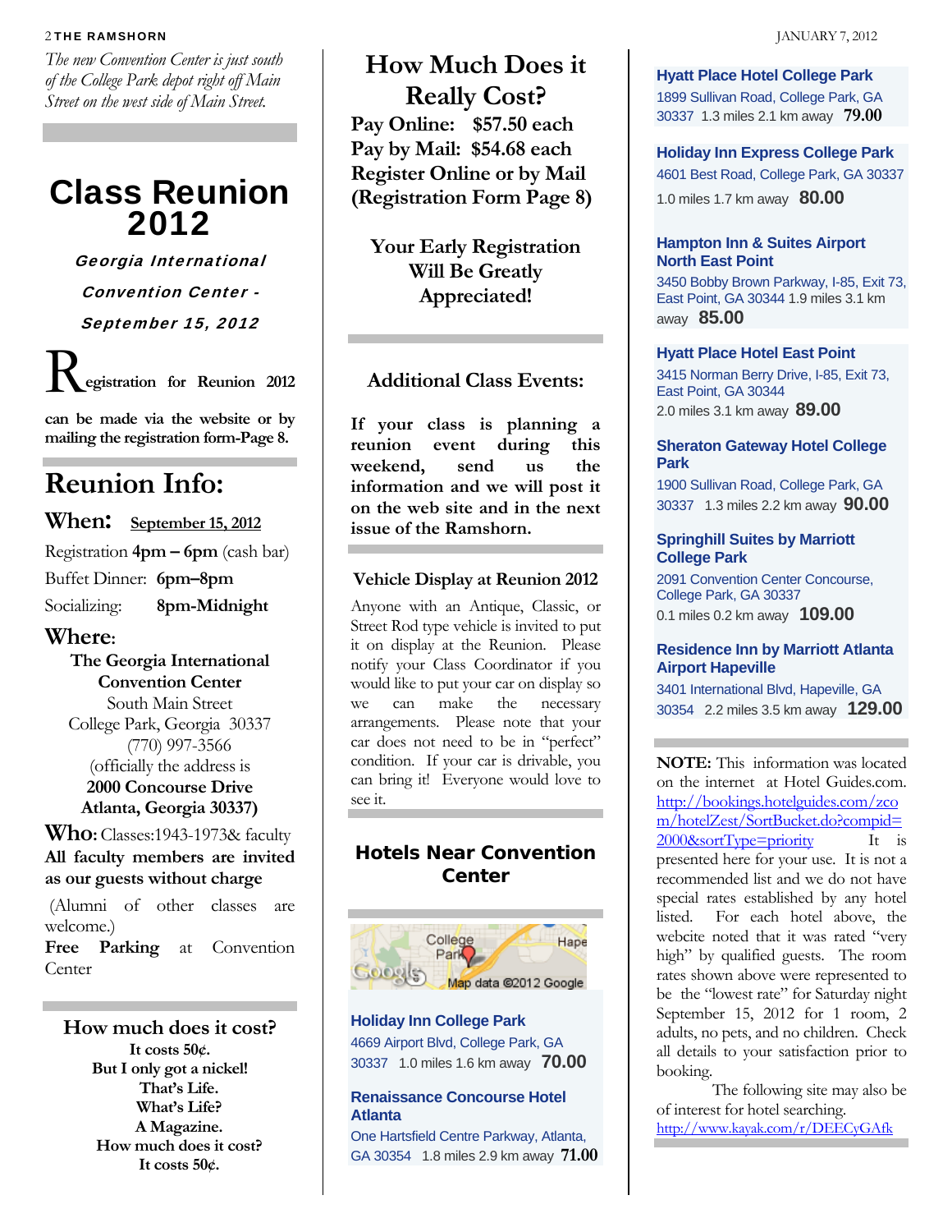*The new Convention Center is just south of the College Park depot right off Main Street on the west side of Main Street.*

# Class Reunion 2012

***Georgia International Convention Center - September 15, 2012***

**Registration for Reunion 2012 can be made via the website or by mailing the registration form-Page 8.**

## Reunion Info:

**When:** **September 15, 2012**

Registration **4pm – 6pm** (cash bar)

Buffet Dinner: **6pm–8pm**

Socializing: **8pm-Midnight**

**Where:**

**The Georgia International Convention Center**
South Main Street
College Park, Georgia 30337
(770) 997-3566
(officially the address is
**2000 Concourse Drive**
**Atlanta, Georgia 30337)**

**Who:** Classes:1943-1973& faculty

**All faculty members are invited as our guests without charge**

(Alumni of other classes are welcome.)

**Free Parking** at Convention Center

### How much does it cost?

**It costs 50¢.**
**But I only got a nickel!**
**That's Life.**
**What's Life?**
**A Magazine.**
**How much does it cost?**
**It costs 50¢.**

## How Much Does it Really Cost?

**Pay Online: $57.50 each**
**Pay by Mail: $54.68 each**
**Register Online or by Mail (Registration Form Page 8)**

**Your Early Registration Will Be Greatly Appreciated!**

### Additional Class Events:

**If your class is planning a reunion event during this weekend, send us the information and we will post it on the web site and in the next issue of the Ramshorn.**

### Vehicle Display at Reunion 2012

Anyone with an Antique, Classic, or Street Rod type vehicle is invited to put it on display at the Reunion. Please notify your Class Coordinator if you would like to put your car on display so we can make the necessary arrangements. Please note that your car does not need to be in "perfect" condition. If your car is drivable, you can bring it! Everyone would love to see it.

### Hotels Near Convention Center

**Holiday Inn College Park**
4669 Airport Blvd, College Park, GA 30337 1.0 miles 1.6 km away **70.00**

**Renaissance Concourse Hotel Atlanta**
One Hartsfield Centre Parkway, Atlanta, GA 30354 1.8 miles 2.9 km away **71.00**

**Hyatt Place Hotel College Park**
1899 Sullivan Road, College Park, GA 30337 1.3 miles 2.1 km away **79.00**

**Holiday Inn Express College Park**
4601 Best Road, College Park, GA 30337
1.0 miles 1.7 km away **80.00**

**Hampton Inn & Suites Airport North East Point**
3450 Bobby Brown Parkway, I-85, Exit 73, East Point, GA 30344 1.9 miles 3.1 km away **85.00**

**Hyatt Place Hotel East Point**
3415 Norman Berry Drive, I-85, Exit 73, East Point, GA 30344
2.0 miles 3.1 km away **89.00**

**Sheraton Gateway Hotel College Park**
1900 Sullivan Road, College Park, GA 30337 1.3 miles 2.2 km away **90.00**

**Springhill Suites by Marriott College Park**
2091 Convention Center Concourse, College Park, GA 30337
0.1 miles 0.2 km away **109.00**

**Residence Inn by Marriott Atlanta Airport Hapeville**
3401 International Blvd, Hapeville, GA 30354 2.2 miles 3.5 km away **129.00**

**NOTE:** This information was located on the internet at Hotel Guides.com. http://bookings.hotelguides.com/zcom/hotelZest/SortBucket.do?compid=2000&sortType=priority It is presented here for your use. It is not a recommended list and we do not have special rates established by any hotel listed. For each hotel above, the webite noted that it was rated "very high" by qualified guests. The room rates shown above were represented to be the "lowest rate" for Saturday night September 15, 2012 for 1 room, 2 adults, no pets, and no children. Check all details to your satisfaction prior to booking.

The following site may also be of interest for hotel searching. http://www.kayak.com/r/DEECyGAfk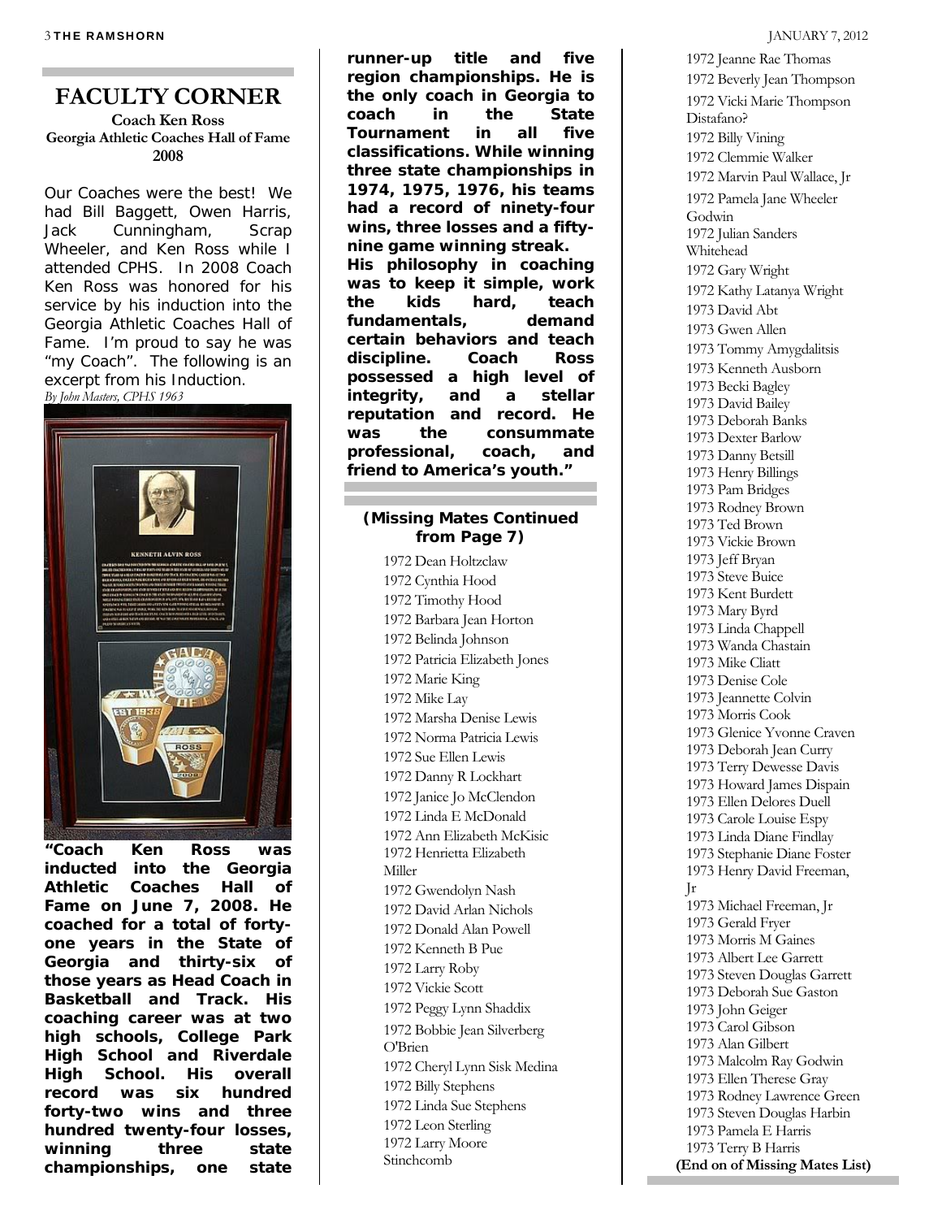# FACULTY CORNER

**Coach Ken Ross**
**Georgia Athletic Coaches Hall of Fame 2008**

Our Coaches were the best! We had Bill Baggett, Owen Harris, Jack Cunningham, Scrap Wheeler, and Ken Ross while I attended CPHS. In 2008 Coach Ken Ross was honored for his service by his induction into the Georgia Athletic Coaches Hall of Fame. I'm proud to say he was "my Coach". The following is an excerpt from his Induction.

*By John Masters, CPHS 1963*

**"Coach Ken Ross was inducted into the Georgia Athletic Coaches Hall of Fame on June 7, 2008. He coached for a total of forty-one years in the State of Georgia and thirty-six of those years as Head Coach in Basketball and Track. His coaching career was at two high schools, College Park High School and Riverdale High School. His overall record was six hundred forty-two wins and three hundred twenty-four losses, winning three state championships, one state runner-up title and five region championships. He is the only coach in Georgia to coach in the State Tournament in all five classifications. While winning three state championships in 1974, 1975, 1976, his teams had a record of ninety-four wins, three losses and a fifty-nine game winning streak. His philosophy in coaching was to keep it simple, work the kids hard, teach fundamentals, demand certain behaviors and teach discipline. Coach Ross possessed a high level of integrity, and a stellar reputation and record. He was the consummate professional, coach, and friend to America's youth."**

**(Missing Mates Continued from Page 7)**

1972 Dean Holtzclaw
1972 Cynthia Hood
1972 Timothy Hood
1972 Barbara Jean Horton
1972 Belinda Johnson
1972 Patricia Elizabeth Jones
1972 Marie King
1972 Mike Lay
1972 Marsha Denise Lewis
1972 Norma Patricia Lewis
1972 Sue Ellen Lewis
1972 Danny R Lockhart
1972 Janice Jo McClendon
1972 Linda E McDonald
1972 Ann Elizabeth McKisic
1972 Henrietta Elizabeth Miller
1972 Gwendolyn Nash
1972 David Arlan Nichols
1972 Donald Alan Powell
1972 Kenneth B Pue
1972 Larry Roby
1972 Vickie Scott
1972 Peggy Lynn Shaddix
1972 Bobbie Jean Silverberg O'Brien
1972 Cheryl Lynn Sisk Medina
1972 Billy Stephens
1972 Linda Sue Stephens
1972 Leon Sterling
1972 Larry Moore Stinchcomb
1972 Jeanne Rae Thomas
1972 Beverly Jean Thompson
1972 Vicki Marie Thompson Distafano?
1972 Billy Vining
1972 Clemmie Walker
1972 Marvin Paul Wallace, Jr
1972 Pamela Jane Wheeler Godwin
1972 Julian Sanders Whitehead
1972 Gary Wright
1972 Kathy Latanya Wright
1973 David Abt
1973 Gwen Allen
1973 Tommy Amygdalitsis
1973 Kenneth Ausborn
1973 Becki Bagley
1973 David Bailey
1973 Deborah Banks
1973 Dexter Barlow
1973 Danny Betsill
1973 Henry Billings
1973 Pam Bridges
1973 Rodney Brown
1973 Ted Brown
1973 Vickie Brown
1973 Jeff Bryan
1973 Steve Buice
1973 Kent Burdett
1973 Mary Byrd
1973 Linda Chappell
1973 Wanda Chastain
1973 Mike Cliatt
1973 Denise Cole
1973 Jeannette Colvin
1973 Morris Cook
1973 Glenice Yvonne Craven
1973 Deborah Jean Curry
1973 Terry Dewesse Davis
1973 Howard James Dispain
1973 Ellen Delores Duell
1973 Carole Louise Espy
1973 Linda Diane Findlay
1973 Stephanie Diane Foster
1973 Henry David Freeman, Jr
1973 Michael Freeman, Jr
1973 Gerald Fryer
1973 Morris M Gaines
1973 Albert Lee Garrett
1973 Steven Douglas Garrett
1973 Deborah Sue Gaston
1973 John Geiger
1973 Carol Gibson
1973 Alan Gilbert
1973 Malcolm Ray Godwin
1973 Ellen Therese Gray
1973 Rodney Lawrence Green
1973 Steven Douglas Harbin
1973 Pamela E Harris
1973 Terry B Harris

**(End on of Missing Mates List)**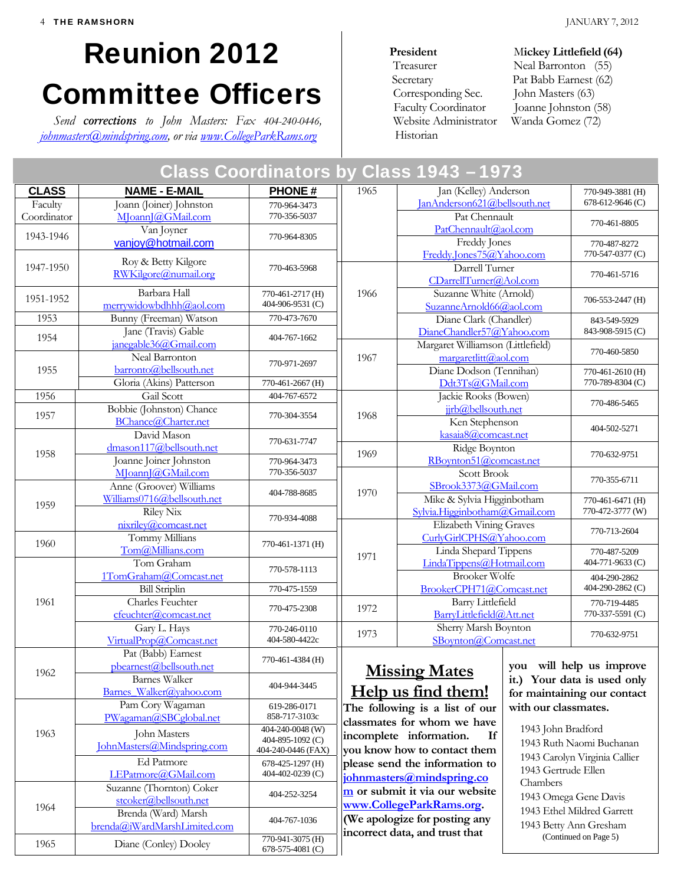# Reunion 2012 Committee Officers

*Send **corrections** to John Masters: Fax 404-240-0446, johnmasters@mindspring.com, or via www.CollegeParkRams.org*

| | |
|---|---|
| **President** | **Mickey Littlefield (64)** |
| Treasurer | Neal Barronton (55) |
| Secretary | Pat Babb Earnest (62) |
| Corresponding Sec. | John Masters (63) |
| Faculty Coordinator | Joanne Johnston (58) |
| Website Administrator | Wanda Gomez (72) |
| Historian | |

## Class Coordinators by Class 1943 – 1973

| CLASS | NAME - E-MAIL | PHONE # |
|---|---|---|
| Faculty Coordinator | Joann (Joiner) Johnston MJoannJ@GMail.com | 770-964-3473 770-356-5037 |
| 1943-1946 | Van Joyner vanjoy@hotmail.com | 770-964-8305 |
| 1947-1950 | Roy & Betty Kilgore RWKilgore@numail.org | 770-463-5968 |
| 1951-1952 | Barbara Hall merrywidowbdhhh@aol.com | 770-461-2717 (H) 404-906-9531 (C) |
| 1953 | Bunny (Freeman) Watson | 770-473-7670 |
| 1954 | Jane (Travis) Gable janegable36@Gmail.com | 404-767-1662 |
| 1955 | Neal Barronton barronto@bellsouth.net | 770-971-2697 |
| 1955 | Gloria (Akins) Patterson | 770-461-2667 (H) |
| 1956 | Gail Scott | 404-767-6572 |
| 1957 | Bobbie (Johnston) Chance BChance@Charter.net | 770-304-3554 |
| 1958 | David Mason dmason117@bellsouth.net | 770-631-7747 |
| 1958 | Joanne Joiner Johnston MJoannJ@GMail.com | 770-964-3473 770-356-5037 |
| 1959 | Anne (Groover) Williams Williams0716@bellsouth.net | 404-788-8685 |
| 1959 | Riley Nix nixriley@comcast.net | 770-934-4088 |
| 1960 | Tommy Millians Tom@Millians.com | 770-461-1371 (H) |
| 1961 | Tom Graham 1TomGraham@Comcast.net | 770-578-1113 |
| 1961 | Bill Striplin | 770-475-1559 |
| 1961 | Charles Feuchter cfeuchter@comcast.net | 770-475-2308 |
| 1961 | Gary L. Hays VirtualProp@Comcast.net | 770-246-0110 404-580-4422c |
| 1962 | Pat (Babb) Earnest pbearnest@bellsouth.net | 770-461-4384 (H) |
| 1962 | Barnes Walker Barnes_Walker@yahoo.com | 404-944-3445 |
| 1963 | Pam Cory Wagaman PWagaman@SBCglobal.net | 619-286-0171 858-717-3103c |
| 1963 | John Masters JohnMasters@Mindspring.com | 404-240-0048 (W) 404-895-1092 (C) 404-240-0446 (FAX) |
| 1963 | Ed Patmore LEPatmore@GMail.com | 678-425-1297 (H) 404-402-0239 (C) |
| 1964 | Suzanne (Thornton) Coker stcoker@bellsouth.net | 404-252-3254 |
| 1964 | Brenda (Ward) Marsh brenda@iWardMarshLimited.com | 404-767-1036 |
| 1965 | Diane (Conley) Dooley | 770-941-3075 (H) 678-575-4081 (C) |
| 1965 | Jan (Kelley) Anderson JanAnderson621@bellsouth.net | 770-949-3881 (H) 678-612-9646 (C) |
| 1965 | Pat Chennault PatChennault@aol.com | 770-461-8805 |
| 1965 | Freddy Jones Freddy.Jones75@Yahoo.com | 770-487-8272 770-547-0377 (C) |
| 1966 | Darrell Turner CDarrellTurner@Aol.com | 770-461-5716 |
| 1966 | Suzanne White (Arnold) SuzanneArnold66@aol.com | 706-553-2447 (H) |
| 1966 | Diane Clark (Chandler) DianeChandler57@Yahoo.com | 843-549-5929 843-908-5915 (C) |
| 1967 | Margaret Williamson (Littlefield) margaretlitt@aol.com | 770-460-5850 |
| 1967 | Diane Dodson (Tennihan) Ddt3Ts@GMail.com | 770-461-2610 (H) 770-789-8304 (C) |
| 1968 | Jackie Rooks (Bowen) jjrb@bellsouth.net | 770-486-5465 |
| 1968 | Ken Stephenson kasaia8@comcast.net | 404-502-5271 |
| 1969 | Ridge Boynton RBoynton51@comcast.net | 770-632-9751 |
| 1970 | Scott Brook SBrook3373@GMail.com | 770-355-6711 |
| 1970 | Mike & Sylvia Higginbotham Sylvia.Higginbotham@Gmail.com | 770-461-6471 (H) 770-472-3777 (W) |
| 1971 | Elizabeth Vining Graves CurlyGirlCPHS@Yahoo.com | 770-713-2604 |
| 1971 | Linda Shepard Tippens LindaTippens@Hotmail.com | 770-487-5209 404-771-9633 (C) |
| 1971 | Brooker Wolfe BrookerCPH71@Comcast.net | 404-290-2862 404-290-2862 (C) |
| 1972 | Barry Littlefield BarryLittlefield@Att.net | 770-719-4485 770-337-5591 (C) |
| 1973 | Sherry Marsh Boynton SBoynton@Comcast.net | 770-632-9751 |

## Missing Mates
## Help us find them!

**The following is a list of our classmates for whom we have incomplete information. If you know how to contact them please send the information to johnmasters@mindspring.com or submit it via our website www.CollegeParkRams.org. (We apologize for posting any incorrect data, and trust that you will help us improve it.) Your data is used only for maintaining our contact with our classmates.**

1943 John Bradford
1943 Ruth Naomi Buchanan
1943 Carolyn Virginia Callier
1943 Gertrude Ellen Chambers
1943 Omega Gene Davis
1943 Ethel Mildred Garrett
1943 Betty Ann Gresham

(Continued on Page 5)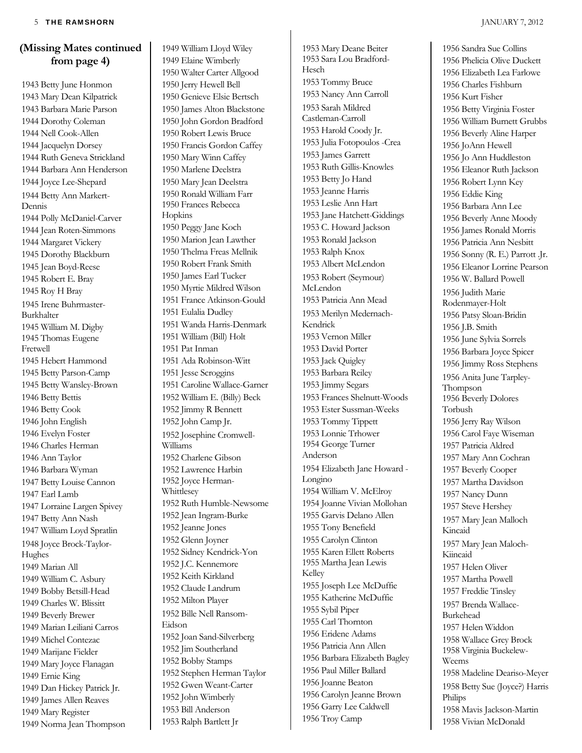## (Missing Mates continued from page 4)

1943 Betty June Honmon
1943 Mary Dean Kilpatrick
1943 Barbara Marie Parson
1944 Dorothy Coleman
1944 Nell Cook-Allen
1944 Jacquelyn Dorsey
1944 Ruth Geneva Strickland
1944 Barbara Ann Henderson
1944 Joyce Lee-Shepard
1944 Betty Ann Markert-Dennis
1944 Polly McDaniel-Carver
1944 Jean Roten-Simmons
1944 Margaret Vickery
1945 Dorothy Blackburn
1945 Jean Boyd-Reese
1945 Robert E. Bray
1945 Roy H Bray
1945 Irene Buhrmaster-Burkhalter
1945 William M. Digby
1945 Thomas Eugene Fretwell
1945 Hebert Hammond
1945 Betty Parson-Camp
1945 Betty Wansley-Brown
1946 Betty Bettis
1946 Betty Cook
1946 John English
1946 Evelyn Foster
1946 Charles Herman
1946 Ann Taylor
1946 Barbara Wyman
1947 Betty Louise Cannon
1947 Earl Lamb
1947 Lorraine Largen Spivey
1947 Betty Ann Nash
1947 William Loyd Spratlin
1948 Joyce Brock-Taylor-Hughes
1949 Marian All
1949 William C. Asbury
1949 Bobby Betsill-Head
1949 Charles W. Blissitt
1949 Beverly Brewer
1949 Marian Leiliani Carros
1949 Michel Contezac
1949 Marijane Fielder
1949 Mary Joyce Flanagan
1949 Ernie King
1949 Dan Hickey Patrick Jr.
1949 James Allen Reaves
1949 Mary Register
1949 Norma Jean Thompson
1949 William Lloyd Wiley
1949 Elaine Wimberly
1950 Walter Carter Allgood
1950 Jerry Hewell Bell
1950 Genieve Elsie Bertsch
1950 James Alton Blackstone
1950 John Gordon Bradford
1950 Robert Lewis Bruce
1950 Francis Gordon Caffey
1950 Mary Winn Caffey
1950 Marlene Deelstra
1950 Mary Jean Deelstra
1950 Ronald William Farr
1950 Frances Rebecca Hopkins
1950 Peggy Jane Koch
1950 Marion Jean Lawther
1950 Thelma Freas Mellnik
1950 Robert Frank Smith
1950 James Earl Tucker
1950 Myrtie Mildred Wilson
1951 France Atkinson-Gould
1951 Eulalia Dudley
1951 Wanda Harris-Denmark
1951 William (Bill) Holt
1951 Pat Inman
1951 Ada Robinson-Witt
1951 Jesse Scroggins
1951 Caroline Wallace-Garner
1952 William E. (Billy) Beck
1952 Jimmy R Bennett
1952 John Camp Jr.
1952 Josephine Cromwell-Williams
1952 Charlene Gibson
1952 Lawrence Harbin
1952 Joyce Herman-Whittlesey
1952 Ruth Humble-Newsome
1952 Jean Ingram-Burke
1952 Jeanne Jones
1952 Glenn Joyner
1952 Sidney Kendrick-Yon
1952 J.C. Kennemore
1952 Keith Kirkland
1952 Claude Landrum
1952 Milton Player
1952 Bille Nell Ransom-Eidson
1952 Joan Sand-Silverberg
1952 Jim Southerland
1952 Bobby Stamps
1952 Stephen Herman Taylor
1952 Gwen Weant-Carter
1952 John Wimberly
1953 Bill Anderson
1953 Ralph Bartlett Jr
1953 Mary Deane Beiter
1953 Sara Lou Bradford-Hesch
1953 Tommy Bruce
1953 Nancy Ann Carroll
1953 Sarah Mildred Castleman-Carroll
1953 Harold Coody Jr.
1953 Julia Fotopoulos -Crea
1953 James Garrett
1953 Ruth Gillis-Knowles
1953 Betty Jo Hand
1953 Jeanne Harris
1953 Leslie Ann Hart
1953 Jane Hatchett-Giddings
1953 C. Howard Jackson
1953 Ronald Jackson
1953 Ralph Knox
1953 Albert McLendon
1953 Robert (Seymour) McLendon
1953 Patricia Ann Mead
1953 Merilyn Medernach-Kendrick
1953 Vernon Miller
1953 David Porter
1953 Jack Quigley
1953 Barbara Reiley
1953 Jimmy Segars
1953 Frances Shelnutt-Woods
1953 Ester Sussman-Weeks
1953 Tommy Tippett
1953 Lonnie Trhower
1954 George Turner Anderson
1954 Elizabeth Jane Howard - Longino
1954 William V. McElroy
1954 Joanne Vivian Mollohan
1955 Garvis Delano Allen
1955 Tony Benefield
1955 Carolyn Clinton
1955 Karen Ellett Roberts
1955 Martha Jean Lewis Kelley
1955 Joseph Lee McDuffie
1955 Katherine McDuffie
1955 Sybil Piper
1955 Carl Thornton
1956 Eridene Adams
1956 Patricia Ann Allen
1956 Barbara Elizabeth Bagley
1956 Paul Miller Ballard
1956 Joanne Beaton
1956 Carolyn Jeanne Brown
1956 Garry Lee Caldwell
1956 Troy Camp
1956 Sandra Sue Collins
1956 Phelicia Olive Duckett
1956 Elizabeth Lea Farlowe
1956 Charles Fishburn
1956 Kurt Fisher
1956 Betty Virginia Foster
1956 William Burnett Grubbs
1956 Beverly Aline Harper
1956 JoAnn Hewell
1956 Jo Ann Huddleston
1956 Eleanor Ruth Jackson
1956 Robert Lynn Key
1956 Eddie King
1956 Barbara Ann Lee
1956 Beverly Anne Moody
1956 James Ronald Morris
1956 Patricia Ann Nesbitt
1956 Sonny (R. E.) Parrott .Jr.
1956 Eleanor Lorrine Pearson
1956 W. Ballard Powell
1956 Judith Marie Rodenmayer-Holt
1956 Patsy Sloan-Bridin
1956 J.B. Smith
1956 June Sylvia Sorrels
1956 Barbara Joyce Spicer
1956 Jimmy Ross Stephens
1956 Anita June Tarpley-Thompson
1956 Beverly Dolores Torbush
1956 Jerry Ray Wilson
1956 Carol Faye Wiseman
1957 Patricia Aldred
1957 Mary Ann Cochran
1957 Beverly Cooper
1957 Martha Davidson
1957 Nancy Dunn
1957 Steve Hershey
1957 Mary Jean Malloch Kincaid
1957 Mary Jean Maloch-Kiincaid
1957 Helen Oliver
1957 Martha Powell
1957 Freddie Tinsley
1957 Brenda Wallace-Burkehead
1957 Helen Widdon
1958 Wallace Grey Brock
1958 Virginia Buckelew-Weems
1958 Madeline Deariso-Meyer
1958 Betty Sue (Joyce?) Harris Philips
1958 Mavis Jackson-Martin
1958 Vivian McDonald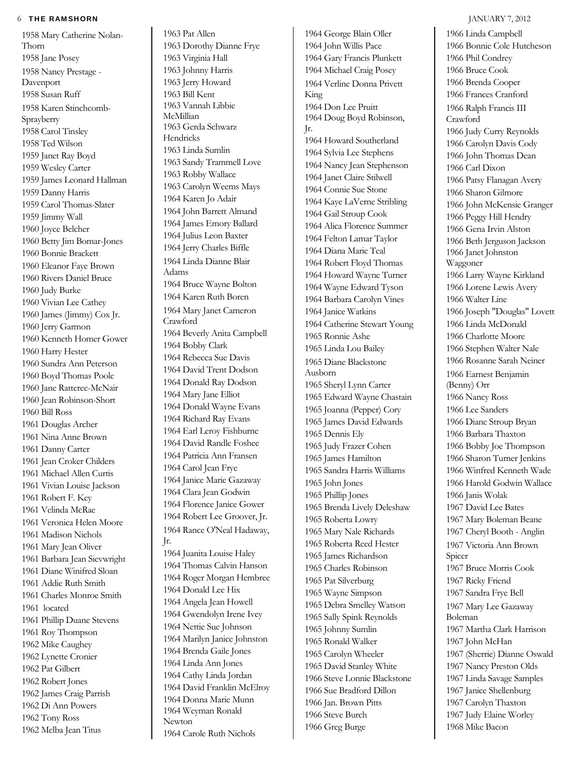1958 Mary Catherine Nolan-Thorn
1958 Jane Posey
1958 Nancy Prestage - Davenport
1958 Susan Ruff
1958 Karen Stinchcomb-Sprayberry
1958 Carol Tinsley
1958 Ted Wilson
1959 Janet Ray Boyd
1959 Wesley Carter
1959 James Leonard Hallman
1959 Danny Harris
1959 Carol Thomas-Slater
1959 Jimmy Wall
1960 Joyce Belcher
1960 Betty Jim Bomar-Jones
1960 Bonnie Brackett
1960 Eleanor Faye Brown
1960 Rivers Daniel Bruce
1960 Judy Burke
1960 Vivian Lee Cathey
1960 James (Jimmy) Cox Jr.
1960 Jerry Garmon
1960 Kenneth Homer Gower
1960 Harry Hester
1960 Sundra Ann Peterson
1960 Boyd Thomas Poole
1960 Jane Ratteree-McNair
1960 Jean Robinson-Short
1960 Bill Ross
1961 Douglas Archer
1961 Nina Anne Brown
1961 Danny Carter
1961 Jean Croker Childers
1961 Michael Allen Curtis
1961 Vivian Louise Jackson
1961 Robert F. Key
1961 Velinda McRae
1961 Veronica Helen Moore
1961 Madison Nichols
1961 Mary Jean Oliver
1961 Barbara Jean Sievwright
1961 Diane Winifred Sloan
1961 Addie Ruth Smith
1961 Charles Monroe Smith
1961 located
1961 Phillip Duane Stevens
1961 Roy Thompson
1962 Mike Caughey
1962 Lynette Cronier
1962 Pat Gilbert
1962 Robert Jones
1962 James Craig Parrish
1962 Di Ann Powers
1962 Tony Ross
1962 Melba Jean Titus
1963 Pat Allen
1963 Dorothy Dianne Frye
1963 Virginia Hall
1963 Johnny Harris
1963 Jerry Howard
1963 Bill Kent
1963 Vannah Libbie McMillian
1963 Gerda Schwarz Hendricks
1963 Linda Sumlin
1963 Sandy Trammell Love
1963 Robby Wallace
1963 Carolyn Weems Mays
1964 Karen Jo Adair
1964 John Barrett Almand
1964 James Emory Ballard
1964 Julius Leon Baxter
1964 Jerry Charles Biffle
1964 Linda Dianne Blair Adams
1964 Bruce Wayne Bolton
1964 Karen Ruth Boren
1964 Mary Janet Cameron Crawford
1964 Beverly Anita Campbell
1964 Bobby Clark
1964 Rebecca Sue Davis
1964 David Trent Dodson
1964 Donald Ray Dodson
1964 Mary Jane Elliot
1964 Donald Wayne Evans
1964 Richard Ray Evans
1964 Earl Leroy Fishburne
1964 David Randle Foshee
1964 Patricia Ann Fransen
1964 Carol Jean Frye
1964 Janice Marie Gazaway
1964 Clara Jean Godwin
1964 Florence Janice Gower
1964 Robert Lee Groover, Jr.
1964 Rance O'Neal Hadaway, Jr.
1964 Juanita Louise Haley
1964 Thomas Calvin Hanson
1964 Roger Morgan Hembree
1964 Donald Lee Hix
1964 Angela Jean Howell
1964 Gwendolyn Irene Ivey
1964 Nettie Sue Johnson
1964 Marilyn Janice Johnston
1964 Brenda Gaile Jones
1964 Linda Ann Jones
1964 Cathy Linda Jordan
1964 David Franklin McElroy
1964 Donna Marie Munn
1964 Weyman Ronald Newton
1964 Carole Ruth Nichols
1964 George Blain Oller
1964 John Willis Pace
1964 Gary Francis Plunkett
1964 Michael Craig Posey
1964 Verline Donna Privett King
1964 Don Lee Pruitt
1964 Doug Boyd Robinson, Jr.
1964 Howard Southerland
1964 Sylvia Lee Stephens
1964 Nancy Jean Stephenson
1964 Janet Claire Stilwell
1964 Connie Sue Stone
1964 Kaye LaVerne Stribling
1964 Gail Stroup Cook
1964 Alica Florence Summer
1964 Felton Lamar Taylor
1964 Diana Marie Teal
1964 Robert Floyd Thomas
1964 Howard Wayne Turner
1964 Wayne Edward Tyson
1964 Barbara Carolyn Vines
1964 Janice Watkins
1964 Catherine Stewart Young
1965 Ronnie Ashe
1965 Linda Lou Bailey
1965 Diane Blackstone Ausborn
1965 Sheryl Lynn Carter
1965 Edward Wayne Chastain
1965 Joanna (Pepper) Cory
1965 James David Edwards
1965 Dennis Ely
1965 Judy Frazer Cohen
1965 James Hamilton
1965 Sandra Harris Williams
1965 John Jones
1965 Phillip Jones
1965 Brenda Lively Deleshaw
1965 Roberta Lowry
1965 Mary Nale Richards
1965 Roberta Reed Hester
1965 James Richardson
1965 Charles Robinson
1965 Pat Silverburg
1965 Wayne Simpson
1965 Debra Smelley Watson
1965 Sally Spink Reynolds
1965 Johnny Sumlin
1965 Ronald Walker
1965 Carolyn Wheeler
1965 David Stanley White
1966 Steve Lonnie Blackstone
1966 Sue Bradford Dillon
1966 Jan. Brown Pitts
1966 Steve Burch
1966 Greg Burge
1966 Linda Campbell
1966 Bonnie Cole Hutcheson
1966 Phil Condrey
1966 Bruce Cook
1966 Brenda Cooper
1966 Frances Cranford
1966 Ralph Francis III Crawford
1966 Judy Curry Reynolds
1966 Carolyn Davis Cody
1966 John Thomas Dean
1966 Carl Dixon
1966 Patsy Flanagan Avery
1966 Sharon Gilmore
1966 John McKensie Granger
1966 Peggy Hill Hendry
1966 Gena Irvin Alston
1966 Beth Jerguson Jackson
1966 Janet Johnston Waggoner
1966 Larry Wayne Kirkland
1966 Lorene Lewis Avery
1966 Walter Line
1966 Joseph "Douglas" Lovett
1966 Linda McDonald
1966 Charlotte Moore
1966 Stephen Walter Nale
1966 Rosanne Sarah Neiner
1966 Earnest Benjamin (Benny) Orr
1966 Nancy Ross
1966 Lee Sanders
1966 Diane Stroup Bryan
1966 Barbara Thaxton
1966 Bobby Joe Thompson
1966 Sharon Turner Jenkins
1966 Winfred Kenneth Wade
1966 Harold Godwin Wallace
1966 Janis Wolak
1967 David Lee Bates
1967 Mary Boleman Beane
1967 Cheryl Booth - Anglin
1967 Victoria Ann Brown Spicer
1967 Bruce Morris Cook
1967 Ricky Friend
1967 Sandra Frye Bell
1967 Mary Lee Gazaway Boleman
1967 Martha Clark Harrison
1967 John McHan
1967 (Sherrie) Dianne Oswald
1967 Nancy Preston Olds
1967 Linda Savage Samples
1967 Janice Shellenburg
1967 Carolyn Thaxton
1967 Judy Elaine Worley
1968 Mike Bacon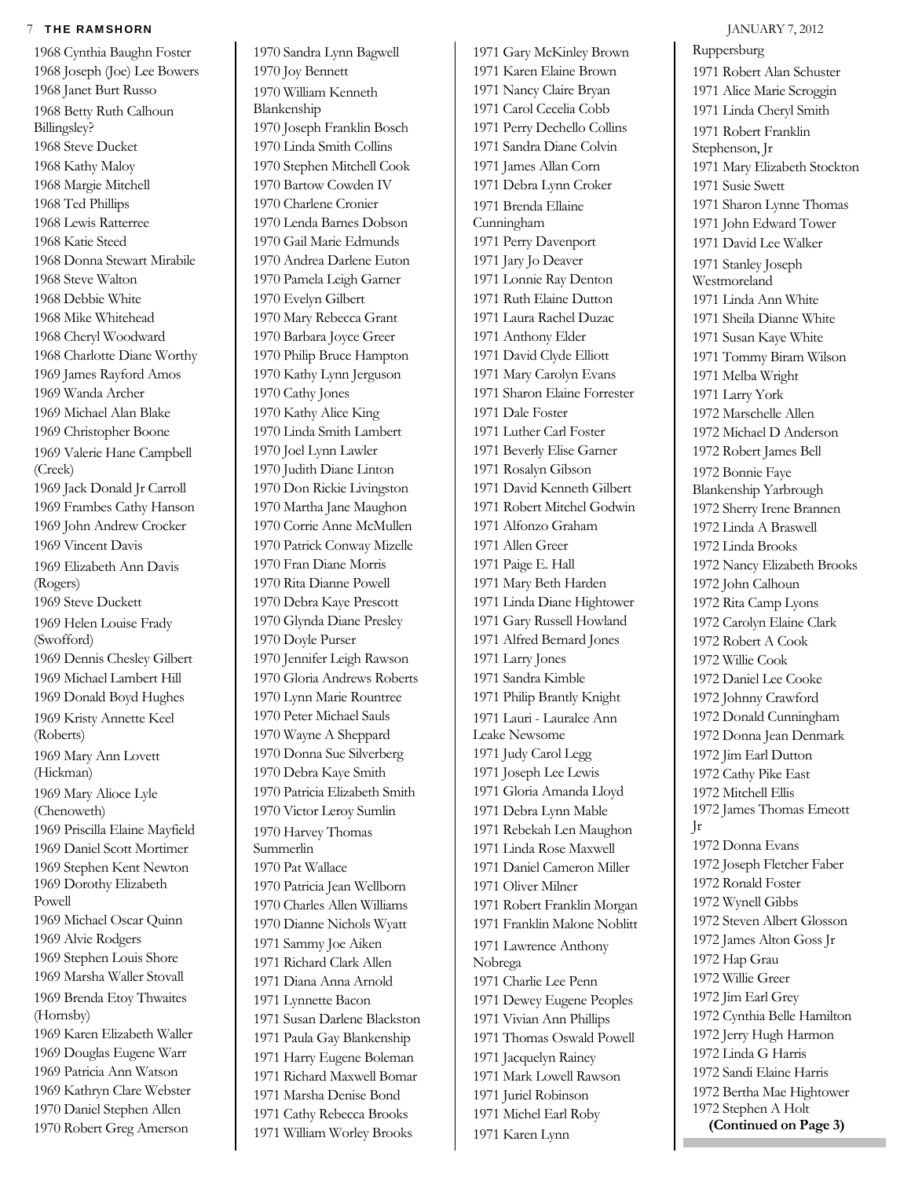1968 Cynthia Baughn Foster
1968 Joseph (Joe) Lee Bowers
1968 Janet Burt Russo
1968 Betty Ruth Calhoun Billingsley?
1968 Steve Ducket
1968 Kathy Maloy
1968 Margie Mitchell
1968 Ted Phillips
1968 Lewis Ratterree
1968 Katie Steed
1968 Donna Stewart Mirabile
1968 Steve Walton
1968 Debbie White
1968 Mike Whitehead
1968 Cheryl Woodward
1968 Charlotte Diane Worthy
1969 James Rayford Amos
1969 Wanda Archer
1969 Michael Alan Blake
1969 Christopher Boone
1969 Valerie Hane Campbell (Creek)
1969 Jack Donald Jr Carroll
1969 Frambes Cathy Hanson
1969 John Andrew Crocker
1969 Vincent Davis
1969 Elizabeth Ann Davis (Rogers)
1969 Steve Duckett
1969 Helen Louise Frady (Swofford)
1969 Dennis Chesley Gilbert
1969 Michael Lambert Hill
1969 Donald Boyd Hughes
1969 Kristy Annette Keel (Roberts)
1969 Mary Ann Lovett (Hickman)
1969 Mary Alioce Lyle (Chenoweth)
1969 Priscilla Elaine Mayfield
1969 Daniel Scott Mortimer
1969 Stephen Kent Newton
1969 Dorothy Elizabeth Powell
1969 Michael Oscar Quinn
1969 Alvie Rodgers
1969 Stephen Louis Shore
1969 Marsha Waller Stovall
1969 Brenda Etoy Thwaites (Hornsby)
1969 Karen Elizabeth Waller
1969 Douglas Eugene Warr
1969 Patricia Ann Watson
1969 Kathryn Clare Webster
1970 Daniel Stephen Allen
1970 Robert Greg Amerson
1970 Sandra Lynn Bagwell
1970 Joy Bennett
1970 William Kenneth Blankenship
1970 Joseph Franklin Bosch
1970 Linda Smith Collins
1970 Stephen Mitchell Cook
1970 Bartow Cowden IV
1970 Charlene Cronier
1970 Lenda Barnes Dobson
1970 Gail Marie Edmunds
1970 Andrea Darlene Euton
1970 Pamela Leigh Garner
1970 Evelyn Gilbert
1970 Mary Rebecca Grant
1970 Barbara Joyce Greer
1970 Philip Bruce Hampton
1970 Kathy Lynn Jerguson
1970 Cathy Jones
1970 Kathy Alice King
1970 Linda Smith Lambert
1970 Joel Lynn Lawler
1970 Judith Diane Linton
1970 Don Rickie Livingston
1970 Martha Jane Maughon
1970 Corrie Anne McMullen
1970 Patrick Conway Mizelle
1970 Fran Diane Morris
1970 Rita Dianne Powell
1970 Debra Kaye Prescott
1970 Glynda Diane Presley
1970 Doyle Purser
1970 Jennifer Leigh Rawson
1970 Gloria Andrews Roberts
1970 Lynn Marie Rountree
1970 Peter Michael Sauls
1970 Wayne A Sheppard
1970 Donna Sue Silverberg
1970 Debra Kaye Smith
1970 Patricia Elizabeth Smith
1970 Victor Leroy Sumlin
1970 Harvey Thomas Summerlin
1970 Pat Wallace
1970 Patricia Jean Wellborn
1970 Charles Allen Williams
1970 Dianne Nichols Wyatt
1971 Sammy Joe Aiken
1971 Richard Clark Allen
1971 Diana Anna Arnold
1971 Lynnette Bacon
1971 Susan Darlene Blackston
1971 Paula Gay Blankenship
1971 Harry Eugene Boleman
1971 Richard Maxwell Bomar
1971 Marsha Denise Bond
1971 Cathy Rebecca Brooks
1971 William Worley Brooks
1971 Gary McKinley Brown
1971 Karen Elaine Brown
1971 Nancy Claire Bryan
1971 Carol Cecelia Cobb
1971 Perry Dechello Collins
1971 Sandra Diane Colvin
1971 James Allan Corn
1971 Debra Lynn Croker
1971 Brenda Ellaine Cunningham
1971 Perry Davenport
1971 Jary Jo Deaver
1971 Lonnie Ray Denton
1971 Ruth Elaine Dutton
1971 Laura Rachel Duzac
1971 Anthony Elder
1971 David Clyde Elliott
1971 Mary Carolyn Evans
1971 Sharon Elaine Forrester
1971 Dale Foster
1971 Luther Carl Foster
1971 Beverly Elise Garner
1971 Rosalyn Gibson
1971 David Kenneth Gilbert
1971 Robert Mitchel Godwin
1971 Alfonzo Graham
1971 Allen Greer
1971 Paige E. Hall
1971 Mary Beth Harden
1971 Linda Diane Hightower
1971 Gary Russell Howland
1971 Alfred Bernard Jones
1971 Larry Jones
1971 Sandra Kimble
1971 Philip Brantly Knight
1971 Lauri - Lauralee Ann Leake Newsome
1971 Judy Carol Legg
1971 Joseph Lee Lewis
1971 Gloria Amanda Lloyd
1971 Debra Lynn Mable
1971 Rebekah Len Maughon
1971 Linda Rose Maxwell
1971 Daniel Cameron Miller
1971 Oliver Milner
1971 Robert Franklin Morgan
1971 Franklin Malone Noblitt
1971 Lawrence Anthony Nobrega
1971 Charlie Lee Penn
1971 Dewey Eugene Peoples
1971 Vivian Ann Phillips
1971 Thomas Oswald Powell
1971 Jacquelyn Rainey
1971 Mark Lowell Rawson
1971 Juriel Robinson
1971 Michel Earl Roby
1971 Karen Lynn Ruppersburg
1971 Robert Alan Schuster
1971 Alice Marie Scroggin
1971 Linda Cheryl Smith
1971 Robert Franklin Stephenson, Jr
1971 Mary Elizabeth Stockton
1971 Susie Swett
1971 Sharon Lynne Thomas
1971 John Edward Tower
1971 David Lee Walker
1971 Stanley Joseph Westmoreland
1971 Linda Ann White
1971 Sheila Dianne White
1971 Susan Kaye White
1971 Tommy Biram Wilson
1971 Melba Wright
1971 Larry York
1972 Marschelle Allen
1972 Michael D Anderson
1972 Robert James Bell
1972 Bonnie Faye Blankenship Yarbrough
1972 Sherry Irene Brannen
1972 Linda A Braswell
1972 Linda Brooks
1972 Nancy Elizabeth Brooks
1972 John Calhoun
1972 Rita Camp Lyons
1972 Carolyn Elaine Clark
1972 Robert A Cook
1972 Willie Cook
1972 Daniel Lee Cooke
1972 Johnny Crawford
1972 Donald Cunningham
1972 Donna Jean Denmark
1972 Jim Earl Dutton
1972 Cathy Pike East
1972 Mitchell Ellis
1972 James Thomas Emeott Jr
1972 Donna Evans
1972 Joseph Fletcher Faber
1972 Ronald Foster
1972 Wynell Gibbs
1972 Steven Albert Glosson
1972 James Alton Goss Jr
1972 Hap Grau
1972 Willie Greer
1972 Jim Earl Grey
1972 Cynthia Belle Hamilton
1972 Jerry Hugh Harmon
1972 Linda G Harris
1972 Sandi Elaine Harris
1972 Bertha Mae Hightower
1972 Stephen A Holt

**(Continued on Page 3)**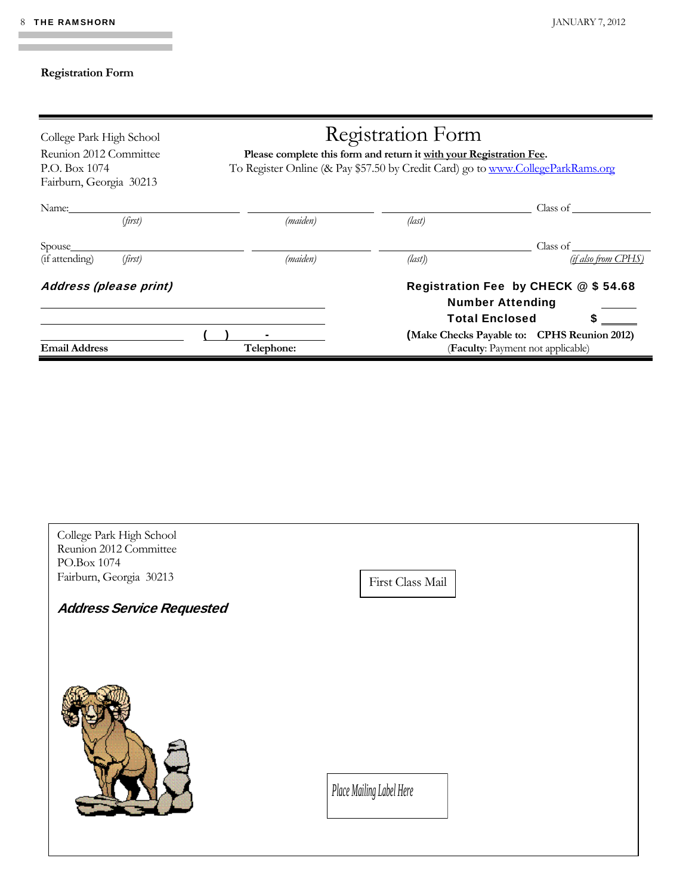**Registration Form**

College Park High School
Reunion 2012 Committee
P.O. Box 1074
Fairburn, Georgia 30213

# Registration Form

**Please complete this form and return it with your Registration Fee.**

To Register Online (& Pay $57.50 by Credit Card) go to www.CollegeParkRams.org

Name:______________________ ____________________ ______________________ Class of ____________

*(first)* *(maiden)* *(last)*

Spouse______________________ ____________________ ______________________ Class of ____________

(if attending) *(first)* *(maiden)* *(last)* *(if also from CPHS)*

***Address (please print)***

______________________________________________

______________________________________________

______________________ ( ) - ______________

**Email Address** **Telephone:**

**Registration Fee by CHECK @ $ 54.68**

**Number Attending** ______

**Total Enclosed** **$** ______

**(Make Checks Payable to: CPHS Reunion 2012)**

(**Faculty**: Payment not applicable)

College Park High School
Reunion 2012 Committee
PO.Box 1074
Fairburn, Georgia 30213

First Class Mail

***Address Service Requested***

Place Mailing Label Here